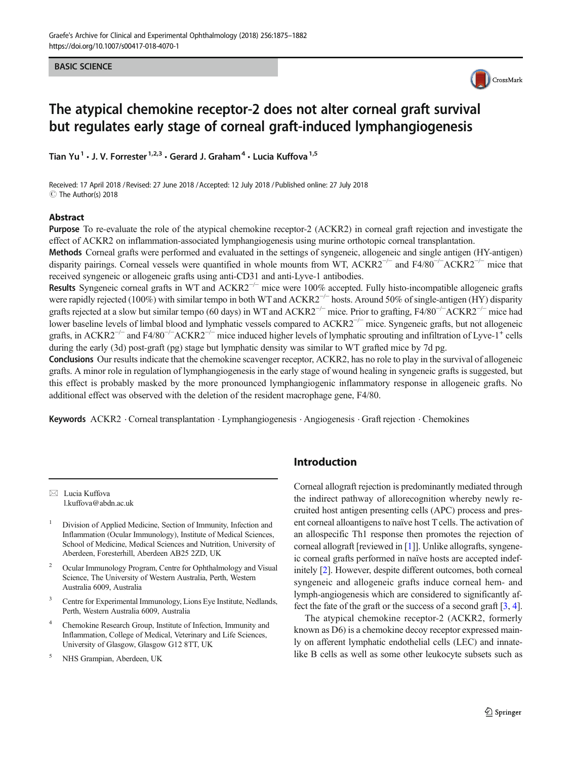BASIC SCIENCE

# The atypical chemokine receptor-2 does not alter corneal graft survival but regulates early stage of corneal graft-induced lymphangiogenesis

Tian Yu [1] · J. V. Forrester [1,2,3] · Gerard J. Graham [4] · Lucia Kuffova [1,5]

Received: 17 April 2018 / Revised: 27 June 2018 / Accepted: 12 July 2018 / Published online: 27 July 2018
© The Author(s) 2018

## Abstract

**Purpose** To re-evaluate the role of the atypical chemokine receptor-2 (ACKR2) in corneal graft rejection and investigate the effect of ACKR2 on inflammation-associated lymphangiogenesis using murine orthotopic corneal transplantation.

**Methods** Corneal grafts were performed and evaluated in the settings of syngeneic, allogeneic and single antigen (HY-antigen) disparity pairings. Corneal vessels were quantified in whole mounts from WT, ACKR2$^{-/-}$ and F4/80$^{-/-}$ACKR2$^{-/-}$ mice that received syngeneic or allogeneic grafts using anti-CD31 and anti-Lyve-1 antibodies.

**Results** Syngeneic corneal grafts in WT and ACKR2$^{-/-}$ mice were 100% accepted. Fully histo-incompatible allogeneic grafts were rapidly rejected (100%) with similar tempo in both WT and ACKR2$^{-/-}$ hosts. Around 50% of single-antigen (HY) disparity grafts rejected at a slow but similar tempo (60 days) in WT and ACKR2$^{-/-}$ mice. Prior to grafting, F4/80$^{-/-}$ACKR2$^{-/-}$ mice had lower baseline levels of limbal blood and lymphatic vessels compared to ACKR2$^{-/-}$ mice. Syngeneic grafts, but not allogeneic grafts, in ACKR2$^{-/-}$ and F4/80$^{-/-}$ACKR2$^{-/-}$ mice induced higher levels of lymphatic sprouting and infiltration of Lyve-1$^{+}$ cells during the early (3d) post-graft (pg) stage but lymphatic density was similar to WT grafted mice by 7d pg.

**Conclusions** Our results indicate that the chemokine scavenger receptor, ACKR2, has no role to play in the survival of allogeneic grafts. A minor role in regulation of lymphangiogenesis in the early stage of wound healing in syngeneic grafts is suggested, but this effect is probably masked by the more pronounced lymphangiogenic inflammatory response in allogeneic grafts. No additional effect was observed with the deletion of the resident macrophage gene, F4/80.

**Keywords** ACKR2 · Corneal transplantation · Lymphangiogenesis · Angiogenesis · Graft rejection · Chemokines

## Introduction

Corneal allograft rejection is predominantly mediated through the indirect pathway of allorecognition whereby newly recruited host antigen presenting cells (APC) process and present corneal alloantigens to naïve host T cells. The activation of an allospecific Th1 response then promotes the rejection of corneal allograft [reviewed in [1]]. Unlike allografts, syngeneic corneal grafts performed in naïve hosts are accepted indefinitely [2]. However, despite different outcomes, both corneal syngeneic and allogeneic grafts induce corneal hem- and lymph-angiogenesis which are considered to significantly affect the fate of the graft or the success of a second graft [3, 4].

The atypical chemokine receptor-2 (ACKR2, formerly known as D6) is a chemokine decoy receptor expressed mainly on afferent lymphatic endothelial cells (LEC) and innate-like B cells as well as some other leukocyte subsets such as

---

✉ Lucia Kuffova
l.kuffova@abdn.ac.uk

1 Division of Applied Medicine, Section of Immunity, Infection and Inflammation (Ocular Immunology), Institute of Medical Sciences, School of Medicine, Medical Sciences and Nutrition, University of Aberdeen, Foresterhill, Aberdeen AB25 2ZD, UK

2 Ocular Immunology Program, Centre for Ophthalmology and Visual Science, The University of Western Australia, Perth, Western Australia 6009, Australia

3 Centre for Experimental Immunology, Lions Eye Institute, Nedlands, Perth, Western Australia 6009, Australia

4 Chemokine Research Group, Institute of Infection, Immunity and Inflammation, College of Medical, Veterinary and Life Sciences, University of Glasgow, Glasgow G12 8TT, UK

5 NHS Grampian, Aberdeen, UK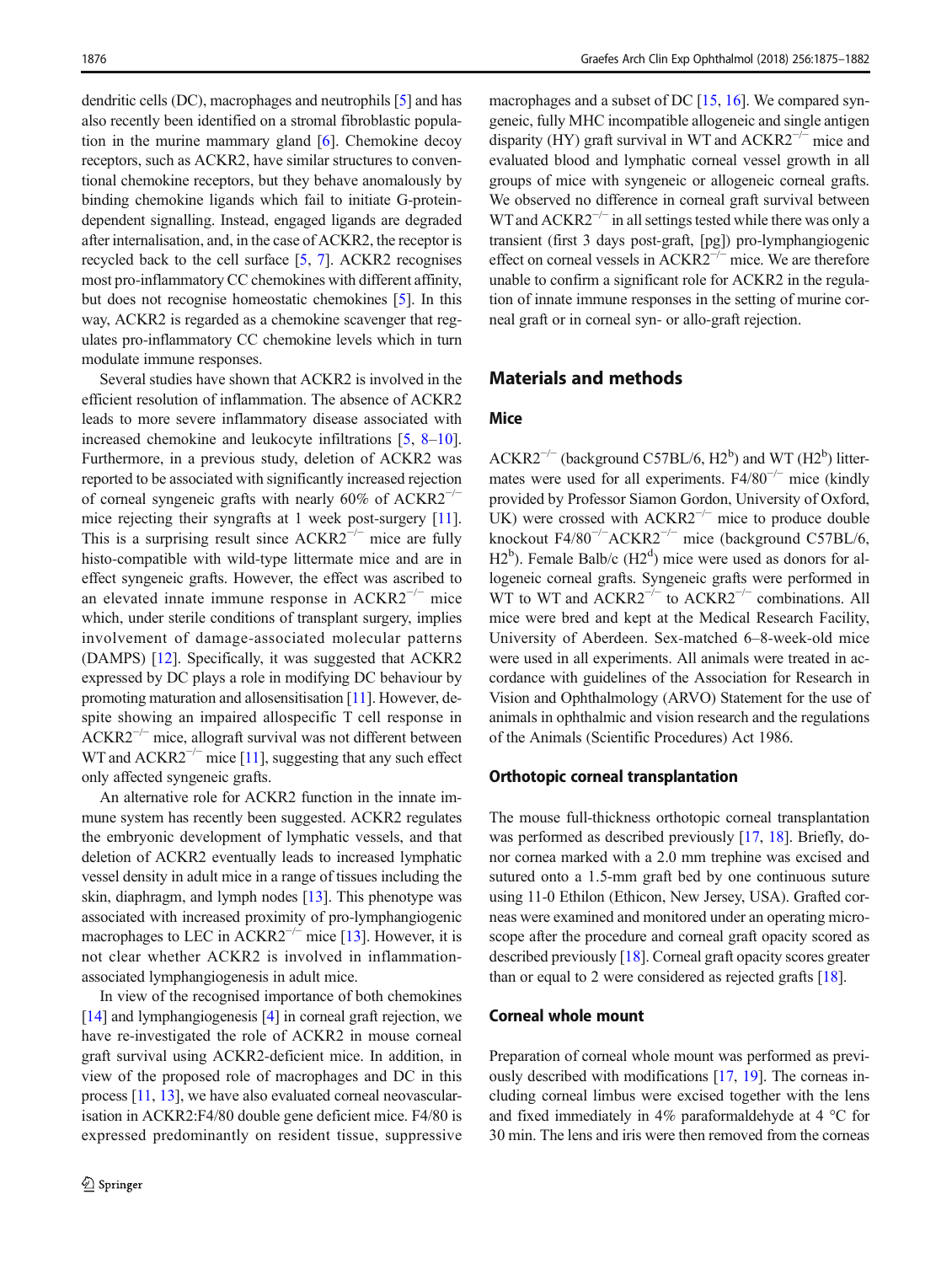dendritic cells (DC), macrophages and neutrophils [5] and has also recently been identified on a stromal fibroblastic population in the murine mammary gland [6]. Chemokine decoy receptors, such as ACKR2, have similar structures to conventional chemokine receptors, but they behave anomalously by binding chemokine ligands which fail to initiate G-protein-dependent signalling. Instead, engaged ligands are degraded after internalisation, and, in the case of ACKR2, the receptor is recycled back to the cell surface [5, 7]. ACKR2 recognises most pro-inflammatory CC chemokines with different affinity, but does not recognise homeostatic chemokines [5]. In this way, ACKR2 is regarded as a chemokine scavenger that regulates pro-inflammatory CC chemokine levels which in turn modulate immune responses.

Several studies have shown that ACKR2 is involved in the efficient resolution of inflammation. The absence of ACKR2 leads to more severe inflammatory disease associated with increased chemokine and leukocyte infiltrations [5, 8–10]. Furthermore, in a previous study, deletion of ACKR2 was reported to be associated with significantly increased rejection of corneal syngeneic grafts with nearly 60% of ACKR2$^{-/-}$ mice rejecting their syngrafts at 1 week post-surgery [11]. This is a surprising result since ACKR2$^{-/-}$ mice are fully histo-compatible with wild-type littermate mice and are in effect syngeneic grafts. However, the effect was ascribed to an elevated innate immune response in ACKR2$^{-/-}$ mice which, under sterile conditions of transplant surgery, implies involvement of damage-associated molecular patterns (DAMPS) [12]. Specifically, it was suggested that ACKR2 expressed by DC plays a role in modifying DC behaviour by promoting maturation and allosensitisation [11]. However, despite showing an impaired allospecific T cell response in ACKR2$^{-/-}$ mice, allograft survival was not different between WT and ACKR2$^{-/-}$ mice [11], suggesting that any such effect only affected syngeneic grafts.

An alternative role for ACKR2 function in the innate immune system has recently been suggested. ACKR2 regulates the embryonic development of lymphatic vessels, and that deletion of ACKR2 eventually leads to increased lymphatic vessel density in adult mice in a range of tissues including the skin, diaphragm, and lymph nodes [13]. This phenotype was associated with increased proximity of pro-lymphangiogenic macrophages to LEC in ACKR2$^{-/-}$ mice [13]. However, it is not clear whether ACKR2 is involved in inflammation-associated lymphangiogenesis in adult mice.

In view of the recognised importance of both chemokines [14] and lymphangiogenesis [4] in corneal graft rejection, we have re-investigated the role of ACKR2 in mouse corneal graft survival using ACKR2-deficient mice. In addition, in view of the proposed role of macrophages and DC in this process [11, 13], we have also evaluated corneal neovascularisation in ACKR2:F4/80 double gene deficient mice. F4/80 is expressed predominantly on resident tissue, suppressive macrophages and a subset of DC [15, 16]. We compared syngeneic, fully MHC incompatible allogeneic and single antigen disparity (HY) graft survival in WT and ACKR2$^{-/-}$ mice and evaluated blood and lymphatic corneal vessel growth in all groups of mice with syngeneic or allogeneic corneal grafts. We observed no difference in corneal graft survival between WT and ACKR2$^{-/-}$ in all settings tested while there was only a transient (first 3 days post-graft, [pg]) pro-lymphangiogenic effect on corneal vessels in ACKR2$^{-/-}$ mice. We are therefore unable to confirm a significant role for ACKR2 in the regulation of innate immune responses in the setting of murine corneal graft or in corneal syn- or allo-graft rejection.

## Materials and methods

### Mice

ACKR2$^{-/-}$ (background C57BL/6, H2$^{b}$) and WT (H2$^{b}$) littermates were used for all experiments. F4/80$^{-/-}$ mice (kindly provided by Professor Siamon Gordon, University of Oxford, UK) were crossed with ACKR2$^{-/-}$ mice to produce double knockout F4/80$^{-/-}$ACKR2$^{-/-}$ mice (background C57BL/6, H2$^{b}$). Female Balb/c (H2$^{d}$) mice were used as donors for allogeneic corneal grafts. Syngeneic grafts were performed in WT to WT and ACKR2$^{-/-}$ to ACKR2$^{-/-}$ combinations. All mice were bred and kept at the Medical Research Facility, University of Aberdeen. Sex-matched 6–8-week-old mice were used in all experiments. All animals were treated in accordance with guidelines of the Association for Research in Vision and Ophthalmology (ARVO) Statement for the use of animals in ophthalmic and vision research and the regulations of the Animals (Scientific Procedures) Act 1986.

### Orthotopic corneal transplantation

The mouse full-thickness orthotopic corneal transplantation was performed as described previously [17, 18]. Briefly, donor cornea marked with a 2.0 mm trephine was excised and sutured onto a 1.5-mm graft bed by one continuous suture using 11-0 Ethilon (Ethicon, New Jersey, USA). Grafted corneas were examined and monitored under an operating microscope after the procedure and corneal graft opacity scored as described previously [18]. Corneal graft opacity scores greater than or equal to 2 were considered as rejected grafts [18].

### Corneal whole mount

Preparation of corneal whole mount was performed as previously described with modifications [17, 19]. The corneas including corneal limbus were excised together with the lens and fixed immediately in 4% paraformaldehyde at 4 °C for 30 min. The lens and iris were then removed from the corneas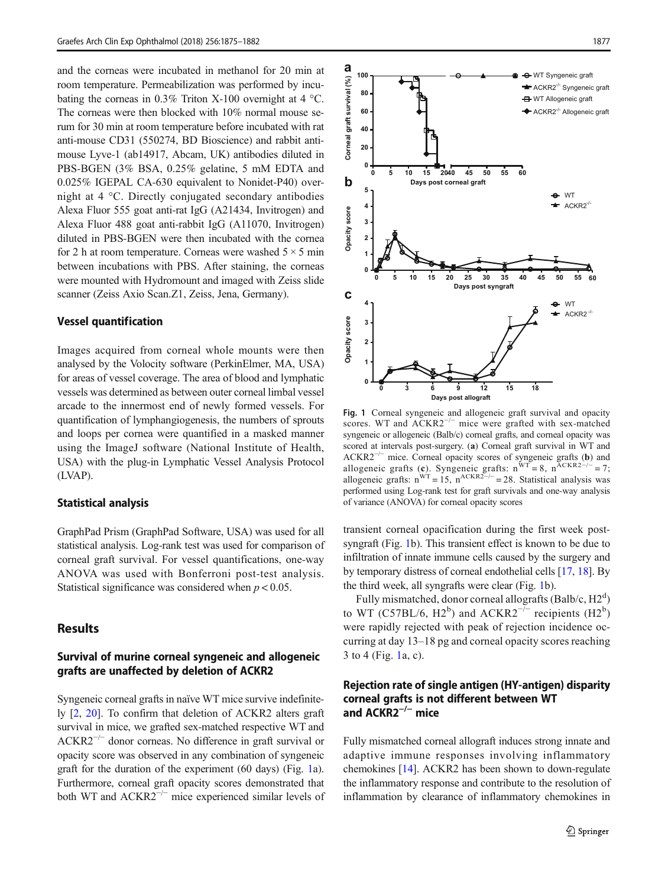and the corneas were incubated in methanol for 20 min at room temperature. Permeabilization was performed by incubating the corneas in 0.3% Triton X-100 overnight at 4 °C. The corneas were then blocked with 10% normal mouse serum for 30 min at room temperature before incubated with rat anti-mouse CD31 (550274, BD Bioscience) and rabbit anti-mouse Lyve-1 (ab14917, Abcam, UK) antibodies diluted in PBS-BGEN (3% BSA, 0.25% gelatine, 5 mM EDTA and 0.025% IGEPAL CA-630 equivalent to Nonidet-P40) overnight at 4 °C. Directly conjugated secondary antibodies Alexa Fluor 555 goat anti-rat IgG (A21434, Invitrogen) and Alexa Fluor 488 goat anti-rabbit IgG (A11070, Invitrogen) diluted in PBS-BGEN were then incubated with the cornea for 2 h at room temperature. Corneas were washed 5 × 5 min between incubations with PBS. After staining, the corneas were mounted with Hydromount and imaged with Zeiss slide scanner (Zeiss Axio Scan.Z1, Zeiss, Jena, Germany).

### Vessel quantification

Images acquired from corneal whole mounts were then analysed by the Volocity software (PerkinElmer, MA, USA) for areas of vessel coverage. The area of blood and lymphatic vessels was determined as between outer corneal limbal vessel arcade to the innermost end of newly formed vessels. For quantification of lymphangiogenesis, the numbers of sprouts and loops per cornea were quantified in a masked manner using the ImageJ software (National Institute of Health, USA) with the plug-in Lymphatic Vessel Analysis Protocol (LVAP).

### Statistical analysis

GraphPad Prism (GraphPad Software, USA) was used for all statistical analysis. Log-rank test was used for comparison of corneal graft survival. For vessel quantifications, one-way ANOVA was used with Bonferroni post-test analysis. Statistical significance was considered when $p < 0.05$.

## Results

### Survival of murine corneal syngeneic and allogeneic grafts are unaffected by deletion of ACKR2

Syngeneic corneal grafts in naïve WT mice survive indefinitely [2, 20]. To confirm that deletion of ACKR2 alters graft survival in mice, we grafted sex-matched respective WT and ACKR2$^{-/-}$ donor corneas. No difference in graft survival or opacity score was observed in any combination of syngeneic graft for the duration of the experiment (60 days) (Fig. 1a). Furthermore, corneal graft opacity scores demonstrated that both WT and ACKR2$^{-/-}$ mice experienced similar levels of transient corneal opacification during the first week post-syngraft (Fig. 1b). This transient effect is known to be due to infiltration of innate immune cells caused by the surgery and by temporary distress of corneal endothelial cells [17, 18]. By the third week, all syngrafts were clear (Fig. 1b).

Fig. 1 Corneal syngeneic and allogeneic graft survival and opacity scores. WT and ACKR2$^{-/-}$ mice were grafted with sex-matched syngeneic or allogeneic (Balb/c) corneal grafts, and corneal opacity was scored at intervals post-surgery. (**a**) Corneal graft survival in WT and ACKR2$^{-/-}$ mice. Corneal opacity scores of syngeneic grafts (**b**) and allogeneic grafts (**c**). Syngeneic grafts: $n^{WT} = 8$, $n^{ACKR2-/-} = 7$; allogeneic grafts: $n^{WT} = 15$, $n^{ACKR2-/-} = 28$. Statistical analysis was performed using Log-rank test for graft survivals and one-way analysis of variance (ANOVA) for corneal opacity scores

Fully mismatched, donor corneal allografts (Balb/c, H2[d]) to WT (C57BL/6, H2[b]) and ACKR2$^{-/-}$ recipients (H2[b]) were rapidly rejected with peak of rejection incidence occurring at day 13–18 pg and corneal opacity scores reaching 3 to 4 (Fig. 1a, c).

### Rejection rate of single antigen (HY-antigen) disparity corneal grafts is not different between WT and ACKR2$^{-/-}$ mice

Fully mismatched corneal allograft induces strong innate and adaptive immune responses involving inflammatory chemokines [14]. ACKR2 has been shown to down-regulate the inflammatory response and contribute to the resolution of inflammation by clearance of inflammatory chemokines in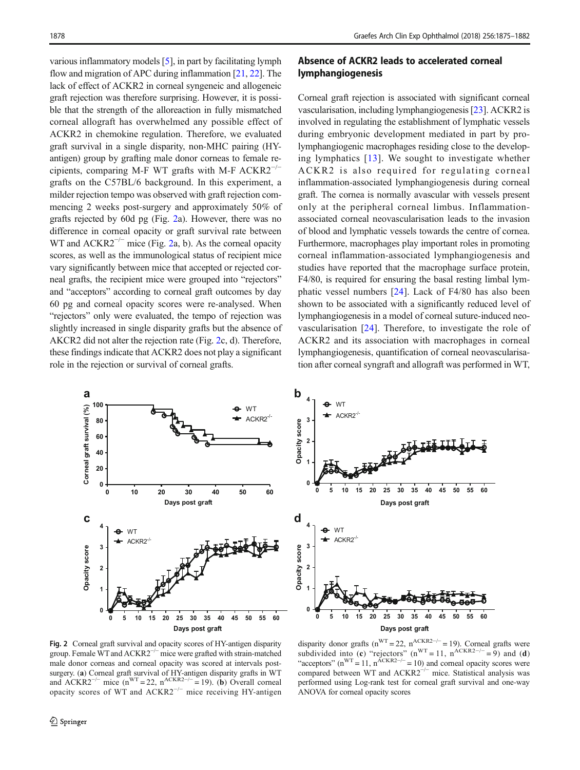various inflammatory models [5], in part by facilitating lymph flow and migration of APC during inflammation [21, 22]. The lack of effect of ACKR2 in corneal syngeneic and allogeneic graft rejection was therefore surprising. However, it is possible that the strength of the alloreaction in fully mismatched corneal allograft has overwhelmed any possible effect of ACKR2 in chemokine regulation. Therefore, we evaluated graft survival in a single disparity, non-MHC pairing (HY-antigen) group by grafting male donor corneas to female recipients, comparing M-F WT grafts with M-F ACKR2$^{-/-}$ grafts on the C57BL/6 background. In this experiment, a milder rejection tempo was observed with graft rejection commencing 2 weeks post-surgery and approximately 50% of grafts rejected by 60d pg (Fig. 2a). However, there was no difference in corneal opacity or graft survival rate between WT and ACKR2$^{-/-}$ mice (Fig. 2a, b). As the corneal opacity scores, as well as the immunological status of recipient mice vary significantly between mice that accepted or rejected corneal grafts, the recipient mice were grouped into "rejectors" and "acceptors" according to corneal graft outcomes by day 60 pg and corneal opacity scores were re-analysed. When "rejectors" only were evaluated, the tempo of rejection was slightly increased in single disparity grafts but the absence of AKCR2 did not alter the rejection rate (Fig. 2c, d). Therefore, these findings indicate that ACKR2 does not play a significant role in the rejection or survival of corneal grafts.

## Absence of ACKR2 leads to accelerated corneal lymphangiogenesis

Corneal graft rejection is associated with significant corneal vascularisation, including lymphangiogenesis [23]. ACKR2 is involved in regulating the establishment of lymphatic vessels during embryonic development mediated in part by pro-lymphangiogenic macrophages residing close to the developing lymphatics [13]. We sought to investigate whether ACKR2 is also required for regulating corneal inflammation-associated lymphangiogenesis during corneal graft. The cornea is normally avascular with vessels present only at the peripheral corneal limbus. Inflammation-associated corneal neovascularisation leads to the invasion of blood and lymphatic vessels towards the centre of cornea. Furthermore, macrophages play important roles in promoting corneal inflammation-associated lymphangiogenesis and studies have reported that the macrophage surface protein, F4/80, is required for ensuring the basal resting limbal lymphatic vessel numbers [24]. Lack of F4/80 has also been shown to be associated with a significantly reduced level of lymphangiogenesis in a model of corneal suture-induced neovascularisation [24]. Therefore, to investigate the role of ACKR2 and its association with macrophages in corneal lymphangiogenesis, quantification of corneal neovascularisation after corneal syngraft and allograft was performed in WT,

**Fig. 2** Corneal graft survival and opacity scores of HY-antigen disparity group. Female WT and ACKR2$^{-/-}$ mice were grafted with strain-matched male donor corneas and corneal opacity was scored at intervals post-surgery. (**a**) Corneal graft survival of HY-antigen disparity grafts in WT and ACKR2$^{-/-}$ mice ($n^{WT} = 22$, $n^{ACKR2-/-} = 19$). (**b**) Overall corneal opacity scores of WT and ACKR2$^{-/-}$ mice receiving HY-antigen disparity donor grafts ($n^{WT} = 22$, $n^{ACKR2-/-} = 19$). Corneal grafts were subdivided into (**c**) "rejectors" ($n^{WT} = 11$, $n^{ACKR2-/-} = 9$) and (**d**) "acceptors" ($n^{WT} = 11$, $n^{ACKR2-/-} = 10$) and corneal opacity scores were compared between WT and ACKR2$^{-/-}$ mice. Statistical analysis was performed using Log-rank test for corneal graft survival and one-way ANOVA for corneal opacity scores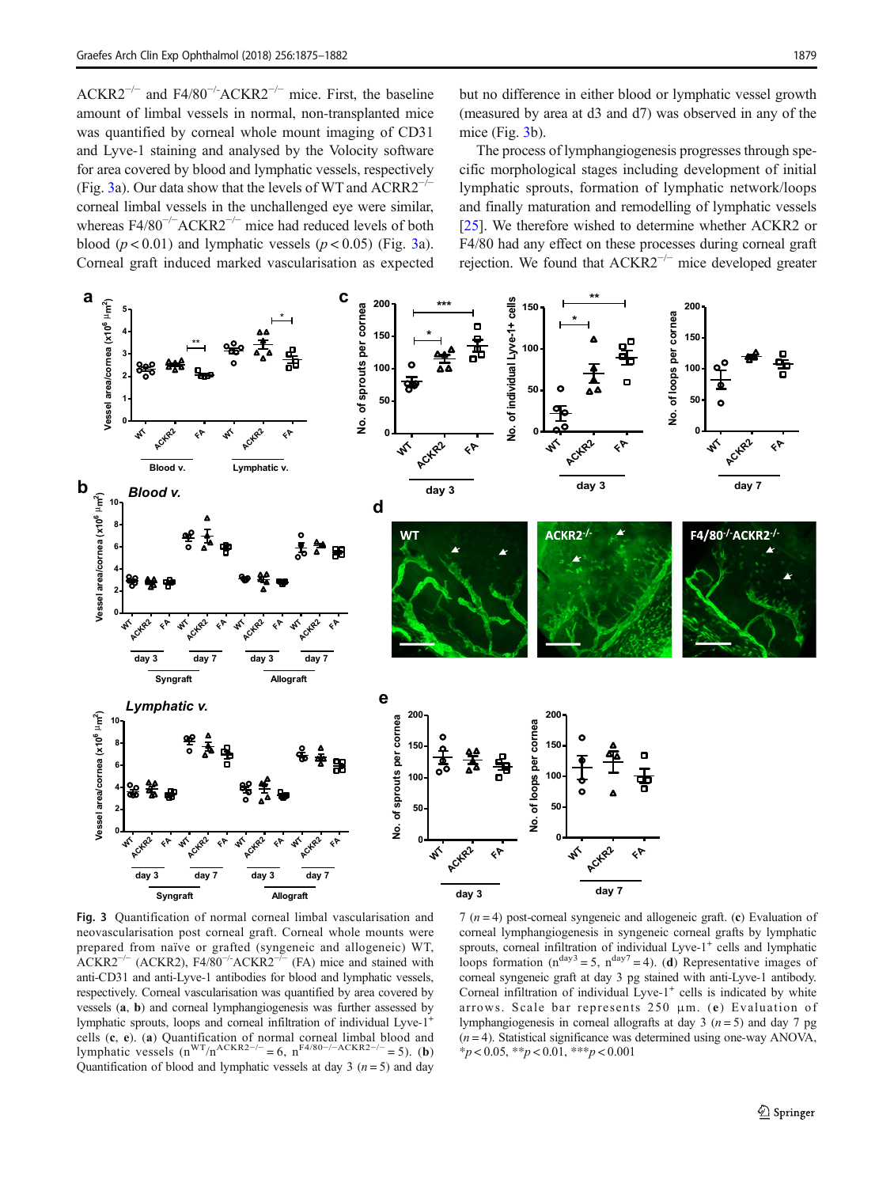ACKR2$^{-/-}$ and F4/80$^{-/-}$ACKR2$^{-/-}$ mice. First, the baseline amount of limbal vessels in normal, non-transplanted mice was quantified by corneal whole mount imaging of CD31 and Lyve-1 staining and analysed by the Volocity software for area covered by blood and lymphatic vessels, respectively (Fig. 3a). Our data show that the levels of WT and ACRR2$^{-/-}$ corneal limbal vessels in the unchallenged eye were similar, whereas F4/80$^{-/-}$ACKR2$^{-/-}$ mice had reduced levels of both blood ($p < 0.01$) and lymphatic vessels ($p < 0.05$) (Fig. 3a). Corneal graft induced marked vascularisation as expected but no difference in either blood or lymphatic vessel growth (measured by area at d3 and d7) was observed in any of the mice (Fig. 3b).

The process of lymphangiogenesis progresses through specific morphological stages including development of initial lymphatic sprouts, formation of lymphatic network/loops and finally maturation and remodelling of lymphatic vessels [25]. We therefore wished to determine whether ACKR2 or F4/80 had any effect on these processes during corneal graft rejection. We found that ACKR2$^{-/-}$ mice developed greater

**Fig. 3** Quantification of normal corneal limbal vascularisation and neovascularisation post corneal graft. Corneal whole mounts were prepared from naïve or grafted (syngeneic and allogeneic) WT, ACKR2$^{-/-}$ (ACKR2), F4/80$^{-/-}$ACKR2$^{-/-}$ (FA) mice and stained with anti-CD31 and anti-Lyve-1 antibodies for blood and lymphatic vessels, respectively. Corneal vascularisation was quantified by area covered by vessels (**a**, **b**) and corneal lymphangiogenesis was further assessed by lymphatic sprouts, loops and corneal infiltration of individual Lyve-1$^{+}$ cells (**c**, **e**). (**a**) Quantification of normal corneal limbal blood and lymphatic vessels ($n^{WT}/n^{ACKR2-/-} = 6$, $n^{F4/80-/-ACKR2-/-} = 5$). (**b**) Quantification of blood and lymphatic vessels at day 3 ($n = 5$) and day 7 ($n = 4$) post-corneal syngeneic and allogeneic graft. (**c**) Evaluation of corneal lymphangiogenesis in syngeneic corneal grafts by lymphatic sprouts, corneal infiltration of individual Lyve-1$^{+}$ cells and lymphatic loops formation ($n^{day3} = 5$, $n^{day7} = 4$). (**d**) Representative images of corneal syngeneic graft at day 3 pg stained with anti-Lyve-1 antibody. Corneal infiltration of individual Lyve-1$^{+}$ cells is indicated by white arrows. Scale bar represents 250 µm. (**e**) Evaluation of lymphangiogenesis in corneal allografts at day 3 ($n = 5$) and day 7 pg ($n = 4$). Statistical significance was determined using one-way ANOVA, *$p < 0.05$, **$p < 0.01$, ***$p < 0.001$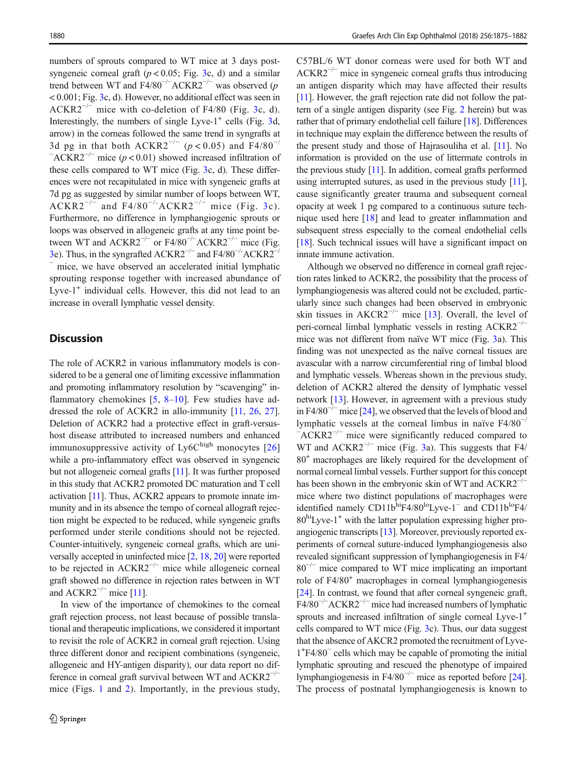numbers of sprouts compared to WT mice at 3 days post-syngeneic corneal graft ($p < 0.05$; Fig. 3c, d) and a similar trend between WT and F4/80$^{-/-}$ACKR2$^{-/-}$ was observed ($p < 0.001$; Fig. 3c, d). However, no additional effect was seen in ACKR2$^{-/-}$ mice with co-deletion of F4/80 (Fig. 3c, d). Interestingly, the numbers of single Lyve-1$^{+}$ cells (Fig. 3d, arrow) in the corneas followed the same trend in syngrafts at 3d pg in that both ACKR2$^{-/-}$ ($p < 0.05$) and F4/80$^{-/-}$ACKR2$^{-/-}$ mice ($p < 0.01$) showed increased infiltration of these cells compared to WT mice (Fig. 3c, d). These differences were not recapitulated in mice with syngeneic grafts at 7d pg as suggested by similar number of loops between WT, ACKR2$^{-/-}$ and F4/80$^{-/-}$ACKR2$^{-/-}$ mice (Fig. 3c). Furthermore, no difference in lymphangiogenic sprouts or loops was observed in allogeneic grafts at any time point between WT and ACKR2$^{-/-}$ or F4/80$^{-/-}$ACKR2$^{-/-}$ mice (Fig. 3e). Thus, in the syngrafted ACKR2$^{-/-}$ and F4/80$^{-/-}$ACKR2$^{-/-}$ mice, we have observed an accelerated initial lymphatic sprouting response together with increased abundance of Lyve-1$^{+}$ individual cells. However, this did not lead to an increase in overall lymphatic vessel density.

## Discussion

The role of ACKR2 in various inflammatory models is considered to be a general one of limiting excessive inflammation and promoting inflammatory resolution by "scavenging" inflammatory chemokines [5, 8–10]. Few studies have addressed the role of ACKR2 in allo-immunity [11, 26, 27]. Deletion of ACKR2 had a protective effect in graft-versus-host disease attributed to increased numbers and enhanced immunosuppressive activity of Ly6C$^{high}$ monocytes [26] while a pro-inflammatory effect was observed in syngeneic but not allogeneic corneal grafts [11]. It was further proposed in this study that ACKR2 promoted DC maturation and T cell activation [11]. Thus, ACKR2 appears to promote innate immunity and in its absence the tempo of corneal allograft rejection might be expected to be reduced, while syngeneic grafts performed under sterile conditions should not be rejected. Counter-intuitively, syngeneic corneal grafts, which are universally accepted in uninfected mice [2, 18, 20] were reported to be rejected in ACKR2$^{-/-}$ mice while allogeneic corneal graft showed no difference in rejection rates between in WT and ACKR2$^{-/-}$ mice [11].

In view of the importance of chemokines to the corneal graft rejection process, not least because of possible translational and therapeutic implications, we considered it important to revisit the role of ACKR2 in corneal graft rejection. Using three different donor and recipient combinations (syngeneic, allogeneic and HY-antigen disparity), our data report no difference in corneal graft survival between WT and ACKR2$^{-/-}$ mice (Figs. 1 and 2). Importantly, in the previous study, C57BL/6 WT donor corneas were used for both WT and ACKR2$^{-/-}$ mice in syngeneic corneal grafts thus introducing an antigen disparity which may have affected their results [11]. However, the graft rejection rate did not follow the pattern of a single antigen disparity (see Fig. 2 herein) but was rather that of primary endothelial cell failure [18]. Differences in technique may explain the difference between the results of the present study and those of Hajrasouliha et al. [11]. No information is provided on the use of littermate controls in the previous study [11]. In addition, corneal grafts performed using interrupted sutures, as used in the previous study [11], cause significantly greater trauma and subsequent corneal opacity at week 1 pg compared to a continuous suture technique used here [18] and lead to greater inflammation and subsequent stress especially to the corneal endothelial cells [18]. Such technical issues will have a significant impact on innate immune activation.

Although we observed no difference in corneal graft rejection rates linked to ACKR2, the possibility that the process of lymphangiogenesis was altered could not be excluded, particularly since such changes had been observed in embryonic skin tissues in AKCR2$^{-/-}$ mice [13]. Overall, the level of peri-corneal limbal lymphatic vessels in resting ACKR2$^{-/-}$ mice was not different from naïve WT mice (Fig. 3a). This finding was not unexpected as the naïve corneal tissues are avascular with a narrow circumferential ring of limbal blood and lymphatic vessels. Whereas shown in the previous study, deletion of ACKR2 altered the density of lymphatic vessel network [13]. However, in agreement with a previous study in F4/80$^{-/-}$ mice [24], we observed that the levels of blood and lymphatic vessels at the corneal limbus in naïve F4/80$^{-/-}$ACKR2$^{-/-}$ mice were significantly reduced compared to WT and ACKR2$^{-/-}$ mice (Fig. 3a). This suggests that F4/80$^{+}$ macrophages are likely required for the development of normal corneal limbal vessels. Further support for this concept has been shown in the embryonic skin of WT and ACKR2$^{-/-}$ mice where two distinct populations of macrophages were identified namely CD11b$^{hi}$F4/80$^{lo}$Lyve-1$^{-}$ and CD11b$^{lo}$F4/80$^{hi}$Lyve-1$^{+}$ with the latter population expressing higher pro-angiogenic transcripts [13]. Moreover, previously reported experiments of corneal suture-induced lymphangiogenesis also revealed significant suppression of lymphangiogenesis in F4/80$^{-/-}$ mice compared to WT mice implicating an important role of F4/80$^{+}$ macrophages in corneal lymphangiogenesis [24]. In contrast, we found that after corneal syngeneic graft, F4/80$^{-/-}$ACKR2$^{-/-}$ mice had increased numbers of lymphatic sprouts and increased infiltration of single corneal Lyve-1$^{+}$ cells compared to WT mice (Fig. 3c). Thus, our data suggest that the absence of AKCR2 promoted the recruitment of Lyve-1$^{+}$F4/80$^{-}$ cells which may be capable of promoting the initial lymphatic sprouting and rescued the phenotype of impaired lymphangiogenesis in F4/80$^{-/-}$ mice as reported before [24]. The process of postnatal lymphangiogenesis is known to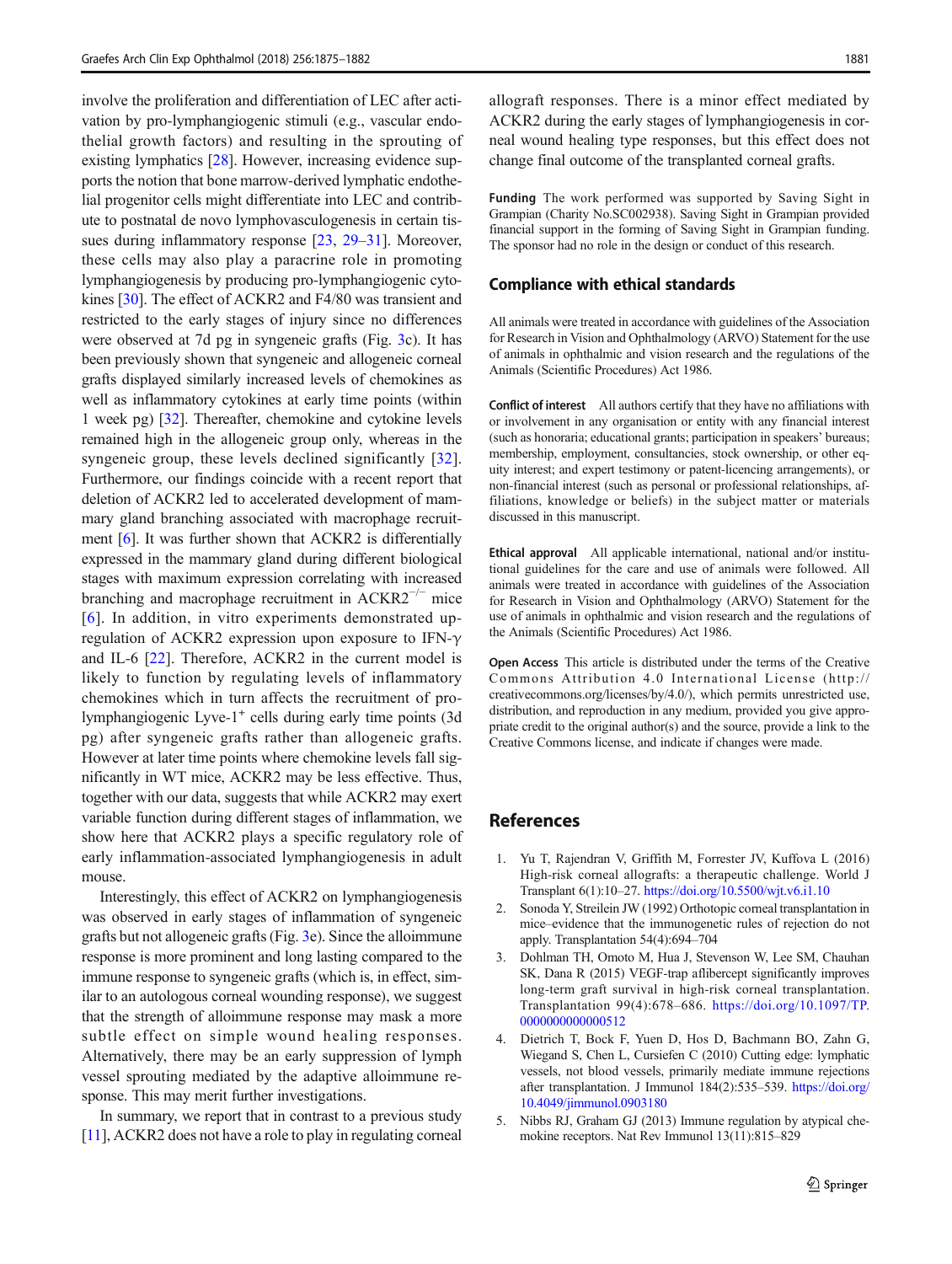involve the proliferation and differentiation of LEC after activation by pro-lymphangiogenic stimuli (e.g., vascular endothelial growth factors) and resulting in the sprouting of existing lymphatics [28]. However, increasing evidence supports the notion that bone marrow-derived lymphatic endothelial progenitor cells might differentiate into LEC and contribute to postnatal de novo lymphovasculogenesis in certain tissues during inflammatory response [23, 29–31]. Moreover, these cells may also play a paracrine role in promoting lymphangiogenesis by producing pro-lymphangiogenic cytokines [30]. The effect of ACKR2 and F4/80 was transient and restricted to the early stages of injury since no differences were observed at 7d pg in syngeneic grafts (Fig. 3c). It has been previously shown that syngeneic and allogeneic corneal grafts displayed similarly increased levels of chemokines as well as inflammatory cytokines at early time points (within 1 week pg) [32]. Thereafter, chemokine and cytokine levels remained high in the allogeneic group only, whereas in the syngeneic group, these levels declined significantly [32]. Furthermore, our findings coincide with a recent report that deletion of ACKR2 led to accelerated development of mammary gland branching associated with macrophage recruitment [6]. It was further shown that ACKR2 is differentially expressed in the mammary gland during different biological stages with maximum expression correlating with increased branching and macrophage recruitment in ACKR2$^{-/-}$ mice [6]. In addition, in vitro experiments demonstrated up-regulation of ACKR2 expression upon exposure to IFN-γ and IL-6 [22]. Therefore, ACKR2 in the current model is likely to function by regulating levels of inflammatory chemokines which in turn affects the recruitment of pro-lymphangiogenic Lyve-1$^{+}$ cells during early time points (3d pg) after syngeneic grafts rather than allogeneic grafts. However at later time points where chemokine levels fall significantly in WT mice, ACKR2 may be less effective. Thus, together with our data, suggests that while ACKR2 may exert variable function during different stages of inflammation, we show here that ACKR2 plays a specific regulatory role of early inflammation-associated lymphangiogenesis in adult mouse.

Interestingly, this effect of ACKR2 on lymphangiogenesis was observed in early stages of inflammation of syngeneic grafts but not allogeneic grafts (Fig. 3e). Since the alloimmune response is more prominent and long lasting compared to the immune response to syngeneic grafts (which is, in effect, similar to an autologous corneal wounding response), we suggest that the strength of alloimmune response may mask a more subtle effect on simple wound healing responses. Alternatively, there may be an early suppression of lymph vessel sprouting mediated by the adaptive alloimmune response. This may merit further investigations.

In summary, we report that in contrast to a previous study [11], ACKR2 does not have a role to play in regulating corneal allograft responses. There is a minor effect mediated by ACKR2 during the early stages of lymphangiogenesis in corneal wound healing type responses, but this effect does not change final outcome of the transplanted corneal grafts.

**Funding** The work performed was supported by Saving Sight in Grampian (Charity No.SC002938). Saving Sight in Grampian provided financial support in the forming of Saving Sight in Grampian funding. The sponsor had no role in the design or conduct of this research.

## Compliance with ethical standards

All animals were treated in accordance with guidelines of the Association for Research in Vision and Ophthalmology (ARVO) Statement for the use of animals in ophthalmic and vision research and the regulations of the Animals (Scientific Procedures) Act 1986.

**Conflict of interest** All authors certify that they have no affiliations with or involvement in any organisation or entity with any financial interest (such as honoraria; educational grants; participation in speakers' bureaus; membership, employment, consultancies, stock ownership, or other equity interest; and expert testimony or patent-licencing arrangements), or non-financial interest (such as personal or professional relationships, affiliations, knowledge or beliefs) in the subject matter or materials discussed in this manuscript.

**Ethical approval** All applicable international, national and/or institutional guidelines for the care and use of animals were followed. All animals were treated in accordance with guidelines of the Association for Research in Vision and Ophthalmology (ARVO) Statement for the use of animals in ophthalmic and vision research and the regulations of the Animals (Scientific Procedures) Act 1986.

**Open Access** This article is distributed under the terms of the Creative Commons Attribution 4.0 International License (http://creativecommons.org/licenses/by/4.0/), which permits unrestricted use, distribution, and reproduction in any medium, provided you give appropriate credit to the original author(s) and the source, provide a link to the Creative Commons license, and indicate if changes were made.

## References

1. Yu T, Rajendran V, Griffith M, Forrester JV, Kuffova L (2016) High-risk corneal allografts: a therapeutic challenge. World J Transplant 6(1):10–27. https://doi.org/10.5500/wjt.v6.i1.10
2. Sonoda Y, Streilein JW (1992) Orthotopic corneal transplantation in mice–evidence that the immunogenetic rules of rejection do not apply. Transplantation 54(4):694–704
3. Dohlman TH, Omoto M, Hua J, Stevenson W, Lee SM, Chauhan SK, Dana R (2015) VEGF-trap aflibercept significantly improves long-term graft survival in high-risk corneal transplantation. Transplantation 99(4):678–686. https://doi.org/10.1097/TP.0000000000000512
4. Dietrich T, Bock F, Yuen D, Hos D, Bachmann BO, Zahn G, Wiegand S, Chen L, Cursiefen C (2010) Cutting edge: lymphatic vessels, not blood vessels, primarily mediate immune rejections after transplantation. J Immunol 184(2):535–539. https://doi.org/10.4049/jimmunol.0903180
5. Nibbs RJ, Graham GJ (2013) Immune regulation by atypical chemokine receptors. Nat Rev Immunol 13(11):815–829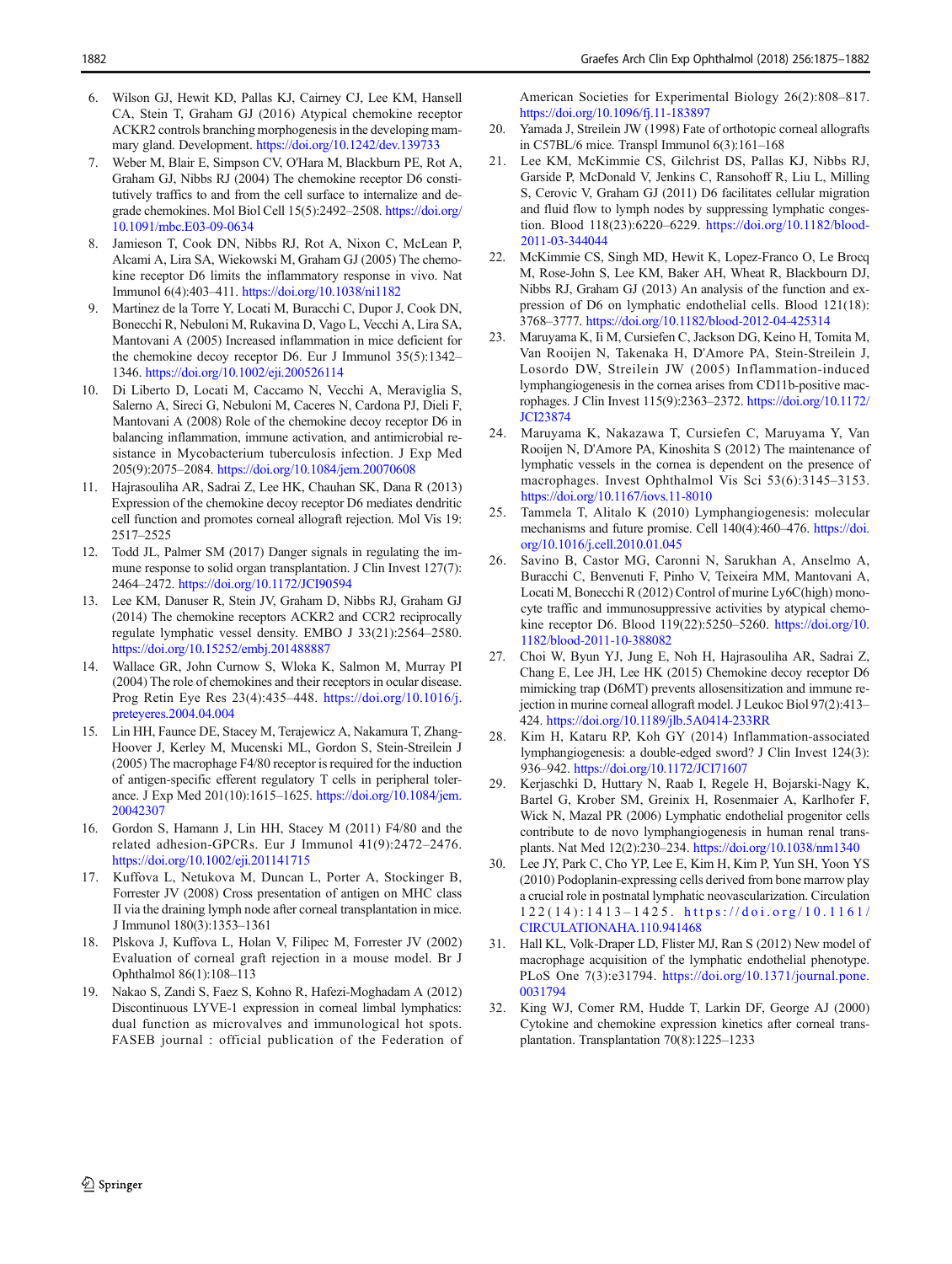6. Wilson GJ, Hewit KD, Pallas KJ, Cairney CJ, Lee KM, Hansell CA, Stein T, Graham GJ (2016) Atypical chemokine receptor ACKR2 controls branching morphogenesis in the developing mammary gland. Development. https://doi.org/10.1242/dev.139733
7. Weber M, Blair E, Simpson CV, O'Hara M, Blackburn PE, Rot A, Graham GJ, Nibbs RJ (2004) The chemokine receptor D6 constitutively traffics to and from the cell surface to internalize and degrade chemokines. Mol Biol Cell 15(5):2492–2508. https://doi.org/10.1091/mbc.E03-09-0634
8. Jamieson T, Cook DN, Nibbs RJ, Rot A, Nixon C, McLean P, Alcami A, Lira SA, Wiekowski M, Graham GJ (2005) The chemokine receptor D6 limits the inflammatory response in vivo. Nat Immunol 6(4):403–411. https://doi.org/10.1038/ni1182
9. Martinez de la Torre Y, Locati M, Buracchi C, Dupor J, Cook DN, Bonecchi R, Nebuloni M, Rukavina D, Vago L, Vecchi A, Lira SA, Mantovani A (2005) Increased inflammation in mice deficient for the chemokine decoy receptor D6. Eur J Immunol 35(5):1342–1346. https://doi.org/10.1002/eji.200526114
10. Di Liberto D, Locati M, Caccamo N, Vecchi A, Meraviglia S, Salerno A, Sireci G, Nebuloni M, Caceres N, Cardona PJ, Dieli F, Mantovani A (2008) Role of the chemokine decoy receptor D6 in balancing inflammation, immune activation, and antimicrobial resistance in Mycobacterium tuberculosis infection. J Exp Med 205(9):2075–2084. https://doi.org/10.1084/jem.20070608
11. Hajrasouliha AR, Sadrai Z, Lee HK, Chauhan SK, Dana R (2013) Expression of the chemokine decoy receptor D6 mediates dendritic cell function and promotes corneal allograft rejection. Mol Vis 19: 2517–2525
12. Todd JL, Palmer SM (2017) Danger signals in regulating the immune response to solid organ transplantation. J Clin Invest 127(7): 2464–2472. https://doi.org/10.1172/JCI90594
13. Lee KM, Danuser R, Stein JV, Graham D, Nibbs RJ, Graham GJ (2014) The chemokine receptors ACKR2 and CCR2 reciprocally regulate lymphatic vessel density. EMBO J 33(21):2564–2580. https://doi.org/10.15252/embj.201488887
14. Wallace GR, John Curnow S, Wloka K, Salmon M, Murray PI (2004) The role of chemokines and their receptors in ocular disease. Prog Retin Eye Res 23(4):435–448. https://doi.org/10.1016/j.preteyeres.2004.04.004
15. Lin HH, Faunce DE, Stacey M, Terajewicz A, Nakamura T, Zhang-Hoover J, Kerley M, Mucenski ML, Gordon S, Stein-Streilein J (2005) The macrophage F4/80 receptor is required for the induction of antigen-specific efferent regulatory T cells in peripheral tolerance. J Exp Med 201(10):1615–1625. https://doi.org/10.1084/jem.20042307
16. Gordon S, Hamann J, Lin HH, Stacey M (2011) F4/80 and the related adhesion-GPCRs. Eur J Immunol 41(9):2472–2476. https://doi.org/10.1002/eji.201141715
17. Kuffova L, Netukova M, Duncan L, Porter A, Stockinger B, Forrester JV (2008) Cross presentation of antigen on MHC class II via the draining lymph node after corneal transplantation in mice. J Immunol 180(3):1353–1361
18. Plskova J, Kuffova L, Holan V, Filipec M, Forrester JV (2002) Evaluation of corneal graft rejection in a mouse model. Br J Ophthalmol 86(1):108–113
19. Nakao S, Zandi S, Faez S, Kohno R, Hafezi-Moghadam A (2012) Discontinuous LYVE-1 expression in corneal limbal lymphatics: dual function as microvalves and immunological hot spots. FASEB journal : official publication of the Federation of American Societies for Experimental Biology 26(2):808–817. https://doi.org/10.1096/fj.11-183897
20. Yamada J, Streilein JW (1998) Fate of orthotopic corneal allografts in C57BL/6 mice. Transpl Immunol 6(3):161–168
21. Lee KM, McKimmie CS, Gilchrist DS, Pallas KJ, Nibbs RJ, Garside P, McDonald V, Jenkins C, Ransohoff R, Liu L, Milling S, Cerovic V, Graham GJ (2011) D6 facilitates cellular migration and fluid flow to lymph nodes by suppressing lymphatic congestion. Blood 118(23):6220–6229. https://doi.org/10.1182/blood-2011-03-344044
22. McKimmie CS, Singh MD, Hewit K, Lopez-Franco O, Le Brocq M, Rose-John S, Lee KM, Baker AH, Wheat R, Blackbourn DJ, Nibbs RJ, Graham GJ (2013) An analysis of the function and expression of D6 on lymphatic endothelial cells. Blood 121(18): 3768–3777. https://doi.org/10.1182/blood-2012-04-425314
23. Maruyama K, Ii M, Cursiefen C, Jackson DG, Keino H, Tomita M, Van Rooijen N, Takenaka H, D'Amore PA, Stein-Streilein J, Losordo DW, Streilein JW (2005) Inflammation-induced lymphangiogenesis in the cornea arises from CD11b-positive macrophages. J Clin Invest 115(9):2363–2372. https://doi.org/10.1172/JCI23874
24. Maruyama K, Nakazawa T, Cursiefen C, Maruyama Y, Van Rooijen N, D'Amore PA, Kinoshita S (2012) The maintenance of lymphatic vessels in the cornea is dependent on the presence of macrophages. Invest Ophthalmol Vis Sci 53(6):3145–3153. https://doi.org/10.1167/iovs.11-8010
25. Tammela T, Alitalo K (2010) Lymphangiogenesis: molecular mechanisms and future promise. Cell 140(4):460–476. https://doi.org/10.1016/j.cell.2010.01.045
26. Savino B, Castor MG, Caronni N, Sarukhan A, Anselmo A, Buracchi C, Benvenuti F, Pinho V, Teixeira MM, Mantovani A, Locati M, Bonecchi R (2012) Control of murine Ly6C(high) monocyte traffic and immunosuppressive activities by atypical chemokine receptor D6. Blood 119(22):5250–5260. https://doi.org/10.1182/blood-2011-10-388082
27. Choi W, Byun YJ, Jung E, Noh H, Hajrasouliha AR, Sadrai Z, Chang E, Lee JH, Lee HK (2015) Chemokine decoy receptor D6 mimicking trap (D6MT) prevents allosensitization and immune rejection in murine corneal allograft model. J Leukoc Biol 97(2):413–424. https://doi.org/10.1189/jlb.5A0414-233RR
28. Kim H, Kataru RP, Koh GY (2014) Inflammation-associated lymphangiogenesis: a double-edged sword? J Clin Invest 124(3): 936–942. https://doi.org/10.1172/JCI71607
29. Kerjaschki D, Huttary N, Raab I, Regele H, Bojarski-Nagy K, Bartel G, Krober SM, Greinix H, Rosenmaier A, Karlhofer F, Wick N, Mazal PR (2006) Lymphatic endothelial progenitor cells contribute to de novo lymphangiogenesis in human renal transplants. Nat Med 12(2):230–234. https://doi.org/10.1038/nm1340
30. Lee JY, Park C, Cho YP, Lee E, Kim H, Kim P, Yun SH, Yoon YS (2010) Podoplanin-expressing cells derived from bone marrow play a crucial role in postnatal lymphatic neovascularization. Circulation 122(14):1413–1425. https://doi.org/10.1161/CIRCULATIONAHA.110.941468
31. Hall KL, Volk-Draper LD, Flister MJ, Ran S (2012) New model of macrophage acquisition of the lymphatic endothelial phenotype. PLoS One 7(3):e31794. https://doi.org/10.1371/journal.pone.0031794
32. King WJ, Comer RM, Hudde T, Larkin DF, George AJ (2000) Cytokine and chemokine expression kinetics after corneal transplantation. Transplantation 70(8):1225–1233